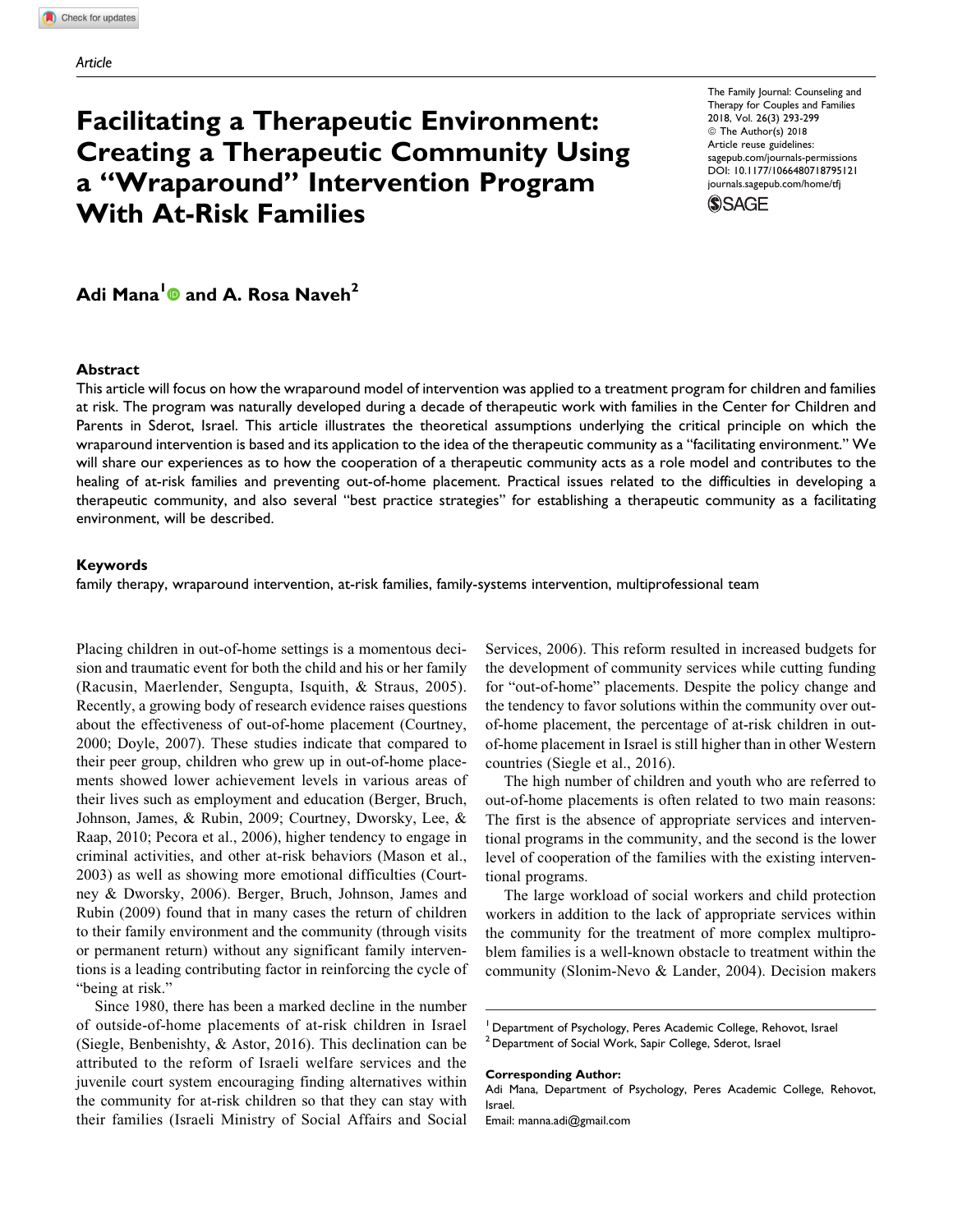Article

# Facilitating a Therapeutic Environment: Creating a Therapeutic Community Using a "Wraparound" Intervention Program With At-Risk Families

The Family Journal: Counseling and Therapy for Couples and Families
2018, Vol. 26(3) 293-299
© The Author(s) 2018
Article reuse guidelines: sagepub.com/journals-permissions
DOI: 10.1177/1066480718795121
journals.sagepub.com/home/tfj

**Adi Mana[1] and A. Rosa Naveh[2]**

## Abstract

This article will focus on how the wraparound model of intervention was applied to a treatment program for children and families at risk. The program was naturally developed during a decade of therapeutic work with families in the Center for Children and Parents in Sderot, Israel. This article illustrates the theoretical assumptions underlying the critical principle on which the wraparound intervention is based and its application to the idea of the therapeutic community as a "facilitating environment." We will share our experiences as to how the cooperation of a therapeutic community acts as a role model and contributes to the healing of at-risk families and preventing out-of-home placement. Practical issues related to the difficulties in developing a therapeutic community, and also several "best practice strategies" for establishing a therapeutic community as a facilitating environment, will be described.

## Keywords

family therapy, wraparound intervention, at-risk families, family-systems intervention, multiprofessional team

Placing children in out-of-home settings is a momentous decision and traumatic event for both the child and his or her family (Racusin, Maerlender, Sengupta, Isquith, & Straus, 2005). Recently, a growing body of research evidence raises questions about the effectiveness of out-of-home placement (Courtney, 2000; Doyle, 2007). These studies indicate that compared to their peer group, children who grew up in out-of-home placements showed lower achievement levels in various areas of their lives such as employment and education (Berger, Bruch, Johnson, James, & Rubin, 2009; Courtney, Dworsky, Lee, & Raap, 2010; Pecora et al., 2006), higher tendency to engage in criminal activities, and other at-risk behaviors (Mason et al., 2003) as well as showing more emotional difficulties (Courtney & Dworsky, 2006). Berger, Bruch, Johnson, James and Rubin (2009) found that in many cases the return of children to their family environment and the community (through visits or permanent return) without any significant family interventions is a leading contributing factor in reinforcing the cycle of "being at risk."

Since 1980, there has been a marked decline in the number of outside-of-home placements of at-risk children in Israel (Siegle, Benbenishty, & Astor, 2016). This declination can be attributed to the reform of Israeli welfare services and the juvenile court system encouraging finding alternatives within the community for at-risk children so that they can stay with their families (Israeli Ministry of Social Affairs and Social Services, 2006). This reform resulted in increased budgets for the development of community services while cutting funding for "out-of-home" placements. Despite the policy change and the tendency to favor solutions within the community over out-of-home placement, the percentage of at-risk children in out-of-home placement in Israel is still higher than in other Western countries (Siegle et al., 2016).

The high number of children and youth who are referred to out-of-home placements is often related to two main reasons: The first is the absence of appropriate services and interventional programs in the community, and the second is the lower level of cooperation of the families with the existing interventional programs.

The large workload of social workers and child protection workers in addition to the lack of appropriate services within the community for the treatment of more complex multiproblem families is a well-known obstacle to treatment within the community (Slonim-Nevo & Lander, 2004). Decision makers

---

[1] Department of Psychology, Peres Academic College, Rehovot, Israel
[2] Department of Social Work, Sapir College, Sderot, Israel

**Corresponding Author:**
Adi Mana, Department of Psychology, Peres Academic College, Rehovot, Israel.
Email: manna.adi@gmail.com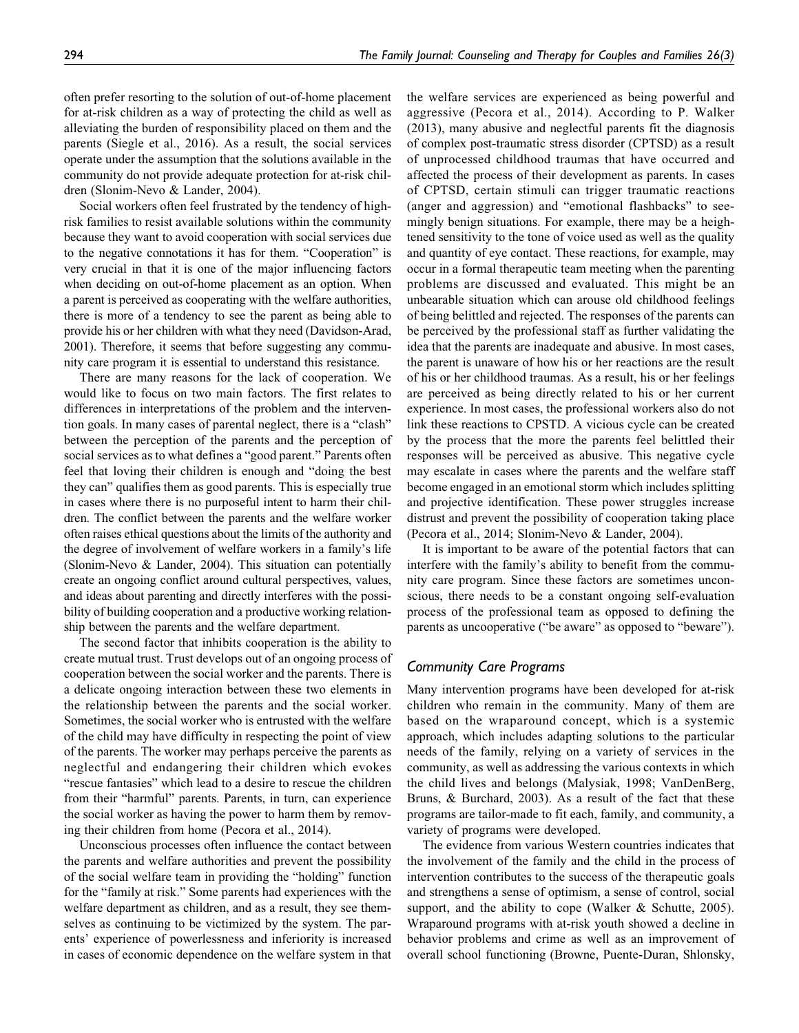often prefer resorting to the solution of out-of-home placement for at-risk children as a way of protecting the child as well as alleviating the burden of responsibility placed on them and the parents (Siegle et al., 2016). As a result, the social services operate under the assumption that the solutions available in the community do not provide adequate protection for at-risk children (Slonim-Nevo & Lander, 2004).

Social workers often feel frustrated by the tendency of high-risk families to resist available solutions within the community because they want to avoid cooperation with social services due to the negative connotations it has for them. "Cooperation" is very crucial in that it is one of the major influencing factors when deciding on out-of-home placement as an option. When a parent is perceived as cooperating with the welfare authorities, there is more of a tendency to see the parent as being able to provide his or her children with what they need (Davidson-Arad, 2001). Therefore, it seems that before suggesting any community care program it is essential to understand this resistance.

There are many reasons for the lack of cooperation. We would like to focus on two main factors. The first relates to differences in interpretations of the problem and the intervention goals. In many cases of parental neglect, there is a "clash" between the perception of the parents and the perception of social services as to what defines a "good parent." Parents often feel that loving their children is enough and "doing the best they can" qualifies them as good parents. This is especially true in cases where there is no purposeful intent to harm their children. The conflict between the parents and the welfare worker often raises ethical questions about the limits of the authority and the degree of involvement of welfare workers in a family's life (Slonim-Nevo & Lander, 2004). This situation can potentially create an ongoing conflict around cultural perspectives, values, and ideas about parenting and directly interferes with the possibility of building cooperation and a productive working relationship between the parents and the welfare department.

The second factor that inhibits cooperation is the ability to create mutual trust. Trust develops out of an ongoing process of cooperation between the social worker and the parents. There is a delicate ongoing interaction between these two elements in the relationship between the parents and the social worker. Sometimes, the social worker who is entrusted with the welfare of the child may have difficulty in respecting the point of view of the parents. The worker may perhaps perceive the parents as neglectful and endangering their children which evokes "rescue fantasies" which lead to a desire to rescue the children from their "harmful" parents. Parents, in turn, can experience the social worker as having the power to harm them by removing their children from home (Pecora et al., 2014).

Unconscious processes often influence the contact between the parents and welfare authorities and prevent the possibility of the social welfare team in providing the "holding" function for the "family at risk." Some parents had experiences with the welfare department as children, and as a result, they see themselves as continuing to be victimized by the system. The parents' experience of powerlessness and inferiority is increased in cases of economic dependence on the welfare system in that the welfare services are experienced as being powerful and aggressive (Pecora et al., 2014). According to P. Walker (2013), many abusive and neglectful parents fit the diagnosis of complex post-traumatic stress disorder (CPTSD) as a result of unprocessed childhood traumas that have occurred and affected the process of their development as parents. In cases of CPTSD, certain stimuli can trigger traumatic reactions (anger and aggression) and "emotional flashbacks" to seemingly benign situations. For example, there may be a heightened sensitivity to the tone of voice used as well as the quality and quantity of eye contact. These reactions, for example, may occur in a formal therapeutic team meeting when the parenting problems are discussed and evaluated. This might be an unbearable situation which can arouse old childhood feelings of being belittled and rejected. The responses of the parents can be perceived by the professional staff as further validating the idea that the parents are inadequate and abusive. In most cases, the parent is unaware of how his or her reactions are the result of his or her childhood traumas. As a result, his or her feelings are perceived as being directly related to his or her current experience. In most cases, the professional workers also do not link these reactions to CPSTD. A vicious cycle can be created by the process that the more the parents feel belittled their responses will be perceived as abusive. This negative cycle may escalate in cases where the parents and the welfare staff become engaged in an emotional storm which includes splitting and projective identification. These power struggles increase distrust and prevent the possibility of cooperation taking place (Pecora et al., 2014; Slonim-Nevo & Lander, 2004).

It is important to be aware of the potential factors that can interfere with the family's ability to benefit from the community care program. Since these factors are sometimes unconscious, there needs to be a constant ongoing self-evaluation process of the professional team as opposed to defining the parents as uncooperative ("be aware" as opposed to "beware").

## Community Care Programs

Many intervention programs have been developed for at-risk children who remain in the community. Many of them are based on the wraparound concept, which is a systemic approach, which includes adapting solutions to the particular needs of the family, relying on a variety of services in the community, as well as addressing the various contexts in which the child lives and belongs (Malysiak, 1998; VanDenBerg, Bruns, & Burchard, 2003). As a result of the fact that these programs are tailor-made to fit each, family, and community, a variety of programs were developed.

The evidence from various Western countries indicates that the involvement of the family and the child in the process of intervention contributes to the success of the therapeutic goals and strengthens a sense of optimism, a sense of control, social support, and the ability to cope (Walker & Schutte, 2005). Wraparound programs with at-risk youth showed a decline in behavior problems and crime as well as an improvement of overall school functioning (Browne, Puente-Duran, Shlonsky,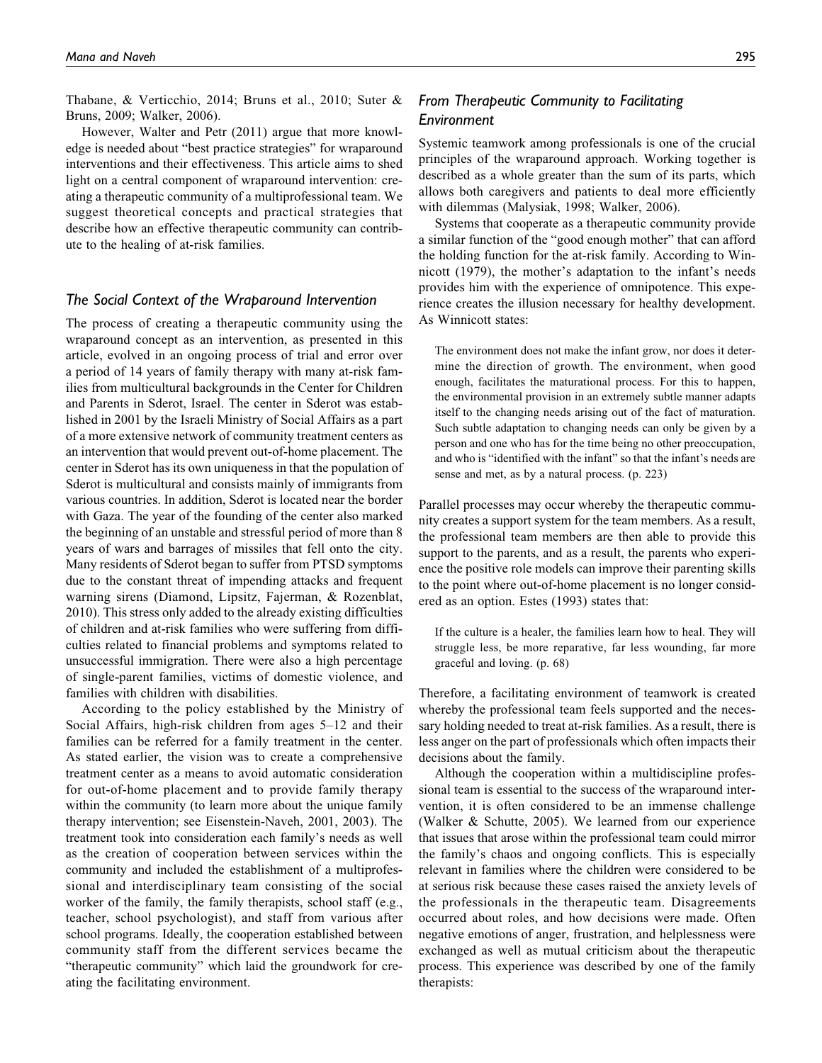Thabane, & Verticchio, 2014; Bruns et al., 2010; Suter & Bruns, 2009; Walker, 2006).

However, Walter and Petr (2011) argue that more knowledge is needed about "best practice strategies" for wraparound interventions and their effectiveness. This article aims to shed light on a central component of wraparound intervention: creating a therapeutic community of a multiprofessional team. We suggest theoretical concepts and practical strategies that describe how an effective therapeutic community can contribute to the healing of at-risk families.

## *The Social Context of the Wraparound Intervention*

The process of creating a therapeutic community using the wraparound concept as an intervention, as presented in this article, evolved in an ongoing process of trial and error over a period of 14 years of family therapy with many at-risk families from multicultural backgrounds in the Center for Children and Parents in Sderot, Israel. The center in Sderot was established in 2001 by the Israeli Ministry of Social Affairs as a part of a more extensive network of community treatment centers as an intervention that would prevent out-of-home placement. The center in Sderot has its own uniqueness in that the population of Sderot is multicultural and consists mainly of immigrants from various countries. In addition, Sderot is located near the border with Gaza. The year of the founding of the center also marked the beginning of an unstable and stressful period of more than 8 years of wars and barrages of missiles that fell onto the city. Many residents of Sderot began to suffer from PTSD symptoms due to the constant threat of impending attacks and frequent warning sirens (Diamond, Lipsitz, Fajerman, & Rozenblat, 2010). This stress only added to the already existing difficulties of children and at-risk families who were suffering from difficulties related to financial problems and symptoms related to unsuccessful immigration. There were also a high percentage of single-parent families, victims of domestic violence, and families with children with disabilities.

According to the policy established by the Ministry of Social Affairs, high-risk children from ages 5–12 and their families can be referred for a family treatment in the center. As stated earlier, the vision was to create a comprehensive treatment center as a means to avoid automatic consideration for out-of-home placement and to provide family therapy within the community (to learn more about the unique family therapy intervention; see Eisenstein-Naveh, 2001, 2003). The treatment took into consideration each family's needs as well as the creation of cooperation between services within the community and included the establishment of a multiprofessional and interdisciplinary team consisting of the social worker of the family, the family therapists, school staff (e.g., teacher, school psychologist), and staff from various after school programs. Ideally, the cooperation established between community staff from the different services became the "therapeutic community" which laid the groundwork for creating the facilitating environment.

## *From Therapeutic Community to Facilitating Environment*

Systemic teamwork among professionals is one of the crucial principles of the wraparound approach. Working together is described as a whole greater than the sum of its parts, which allows both caregivers and patients to deal more efficiently with dilemmas (Malysiak, 1998; Walker, 2006).

Systems that cooperate as a therapeutic community provide a similar function of the "good enough mother" that can afford the holding function for the at-risk family. According to Winnicott (1979), the mother's adaptation to the infant's needs provides him with the experience of omnipotence. This experience creates the illusion necessary for healthy development. As Winnicott states:

> The environment does not make the infant grow, nor does it determine the direction of growth. The environment, when good enough, facilitates the maturational process. For this to happen, the environmental provision in an extremely subtle manner adapts itself to the changing needs arising out of the fact of maturation. Such subtle adaptation to changing needs can only be given by a person and one who has for the time being no other preoccupation, and who is "identified with the infant" so that the infant's needs are sense and met, as by a natural process. (p. 223)

Parallel processes may occur whereby the therapeutic community creates a support system for the team members. As a result, the professional team members are then able to provide this support to the parents, and as a result, the parents who experience the positive role models can improve their parenting skills to the point where out-of-home placement is no longer considered as an option. Estes (1993) states that:

> If the culture is a healer, the families learn how to heal. They will struggle less, be more reparative, far less wounding, far more graceful and loving. (p. 68)

Therefore, a facilitating environment of teamwork is created whereby the professional team feels supported and the necessary holding needed to treat at-risk families. As a result, there is less anger on the part of professionals which often impacts their decisions about the family.

Although the cooperation within a multidiscipline professional team is essential to the success of the wraparound intervention, it is often considered to be an immense challenge (Walker & Schutte, 2005). We learned from our experience that issues that arose within the professional team could mirror the family's chaos and ongoing conflicts. This is especially relevant in families where the children were considered to be at serious risk because these cases raised the anxiety levels of the professionals in the therapeutic team. Disagreements occurred about roles, and how decisions were made. Often negative emotions of anger, frustration, and helplessness were exchanged as well as mutual criticism about the therapeutic process. This experience was described by one of the family therapists: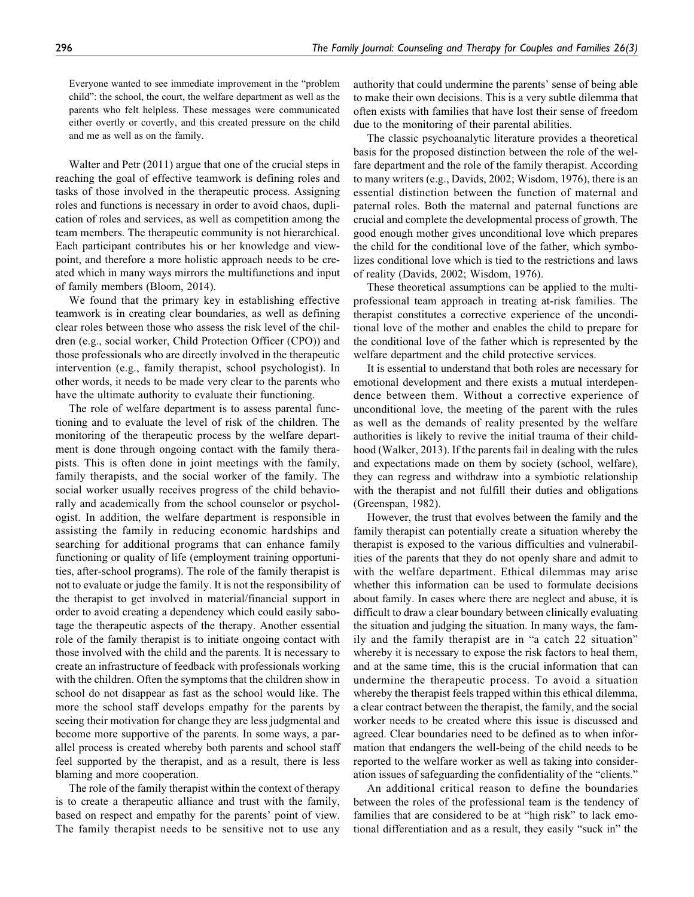> Everyone wanted to see immediate improvement in the "problem child": the school, the court, the welfare department as well as the parents who felt helpless. These messages were communicated either overtly or covertly, and this created pressure on the child and me as well as on the family.

Walter and Petr (2011) argue that one of the crucial steps in reaching the goal of effective teamwork is defining roles and tasks of those involved in the therapeutic process. Assigning roles and functions is necessary in order to avoid chaos, duplication of roles and services, as well as competition among the team members. The therapeutic community is not hierarchical. Each participant contributes his or her knowledge and viewpoint, and therefore a more holistic approach needs to be created which in many ways mirrors the multifunctions and input of family members (Bloom, 2014).

We found that the primary key in establishing effective teamwork is in creating clear boundaries, as well as defining clear roles between those who assess the risk level of the children (e.g., social worker, Child Protection Officer (CPO)) and those professionals who are directly involved in the therapeutic intervention (e.g., family therapist, school psychologist). In other words, it needs to be made very clear to the parents who have the ultimate authority to evaluate their functioning.

The role of welfare department is to assess parental functioning and to evaluate the level of risk of the children. The monitoring of the therapeutic process by the welfare department is done through ongoing contact with the family therapists. This is often done in joint meetings with the family, family therapists, and the social worker of the family. The social worker usually receives progress of the child behaviorally and academically from the school counselor or psychologist. In addition, the welfare department is responsible in assisting the family in reducing economic hardships and searching for additional programs that can enhance family functioning or quality of life (employment training opportunities, after-school programs). The role of the family therapist is not to evaluate or judge the family. It is not the responsibility of the therapist to get involved in material/financial support in order to avoid creating a dependency which could easily sabotage the therapeutic aspects of the therapy. Another essential role of the family therapist is to initiate ongoing contact with those involved with the child and the parents. It is necessary to create an infrastructure of feedback with professionals working with the children. Often the symptoms that the children show in school do not disappear as fast as the school would like. The more the school staff develops empathy for the parents by seeing their motivation for change they are less judgmental and become more supportive of the parents. In some ways, a parallel process is created whereby both parents and school staff feel supported by the therapist, and as a result, there is less blaming and more cooperation.

The role of the family therapist within the context of therapy is to create a therapeutic alliance and trust with the family, based on respect and empathy for the parents' point of view. The family therapist needs to be sensitive not to use any authority that could undermine the parents' sense of being able to make their own decisions. This is a very subtle dilemma that often exists with families that have lost their sense of freedom due to the monitoring of their parental abilities.

The classic psychoanalytic literature provides a theoretical basis for the proposed distinction between the role of the welfare department and the role of the family therapist. According to many writers (e.g., Davids, 2002; Wisdom, 1976), there is an essential distinction between the function of maternal and paternal roles. Both the maternal and paternal functions are crucial and complete the developmental process of growth. The good enough mother gives unconditional love which prepares the child for the conditional love of the father, which symbolizes conditional love which is tied to the restrictions and laws of reality (Davids, 2002; Wisdom, 1976).

These theoretical assumptions can be applied to the multiprofessional team approach in treating at-risk families. The therapist constitutes a corrective experience of the unconditional love of the mother and enables the child to prepare for the conditional love of the father which is represented by the welfare department and the child protective services.

It is essential to understand that both roles are necessary for emotional development and there exists a mutual interdependence between them. Without a corrective experience of unconditional love, the meeting of the parent with the rules as well as the demands of reality presented by the welfare authorities is likely to revive the initial trauma of their childhood (Walker, 2013). If the parents fail in dealing with the rules and expectations made on them by society (school, welfare), they can regress and withdraw into a symbiotic relationship with the therapist and not fulfill their duties and obligations (Greenspan, 1982).

However, the trust that evolves between the family and the family therapist can potentially create a situation whereby the therapist is exposed to the various difficulties and vulnerabilities of the parents that they do not openly share and admit to with the welfare department. Ethical dilemmas may arise whether this information can be used to formulate decisions about family. In cases where there are neglect and abuse, it is difficult to draw a clear boundary between clinically evaluating the situation and judging the situation. In many ways, the family and the family therapist are in "a catch 22 situation" whereby it is necessary to expose the risk factors to heal them, and at the same time, this is the crucial information that can undermine the therapeutic process. To avoid a situation whereby the therapist feels trapped within this ethical dilemma, a clear contract between the therapist, the family, and the social worker needs to be created where this issue is discussed and agreed. Clear boundaries need to be defined as to when information that endangers the well-being of the child needs to be reported to the welfare worker as well as taking into consideration issues of safeguarding the confidentiality of the "clients."

An additional critical reason to define the boundaries between the roles of the professional team is the tendency of families that are considered to be at "high risk" to lack emotional differentiation and as a result, they easily "suck in" the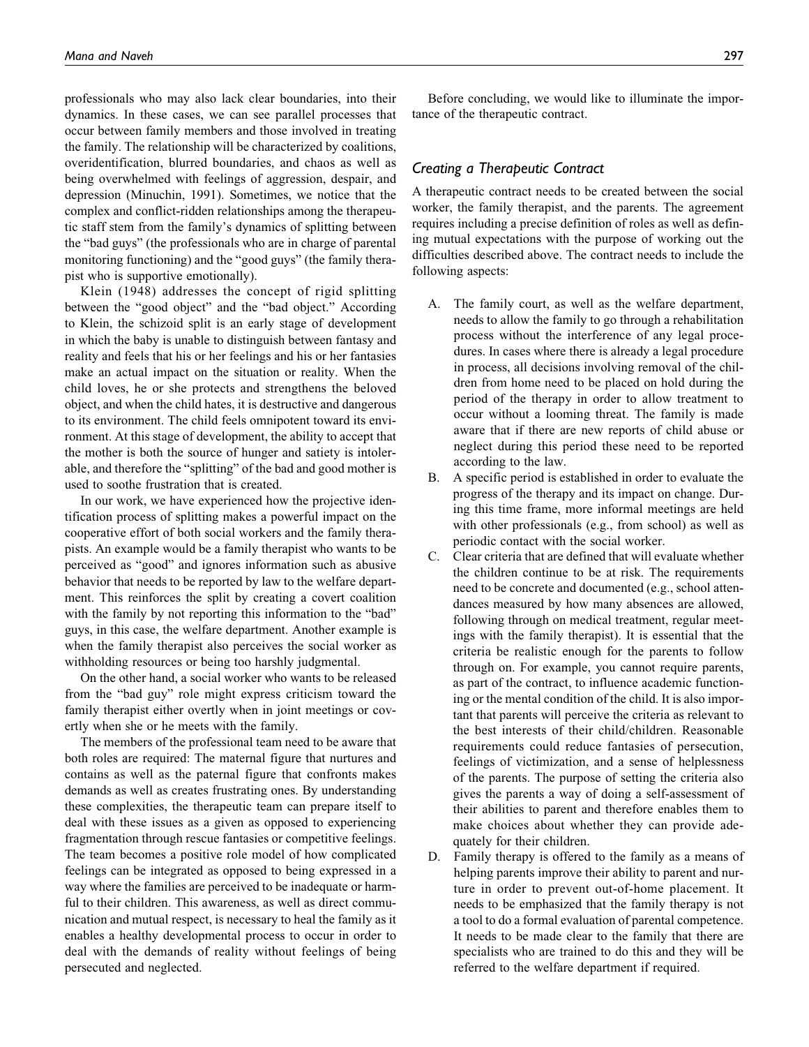professionals who may also lack clear boundaries, into their dynamics. In these cases, we can see parallel processes that occur between family members and those involved in treating the family. The relationship will be characterized by coalitions, overidentification, blurred boundaries, and chaos as well as being overwhelmed with feelings of aggression, despair, and depression (Minuchin, 1991). Sometimes, we notice that the complex and conflict-ridden relationships among the therapeutic staff stem from the family's dynamics of splitting between the "bad guys" (the professionals who are in charge of parental monitoring functioning) and the "good guys" (the family therapist who is supportive emotionally).

Klein (1948) addresses the concept of rigid splitting between the "good object" and the "bad object." According to Klein, the schizoid split is an early stage of development in which the baby is unable to distinguish between fantasy and reality and feels that his or her feelings and his or her fantasies make an actual impact on the situation or reality. When the child loves, he or she protects and strengthens the beloved object, and when the child hates, it is destructive and dangerous to its environment. The child feels omnipotent toward its environment. At this stage of development, the ability to accept that the mother is both the source of hunger and satiety is intolerable, and therefore the "splitting" of the bad and good mother is used to soothe frustration that is created.

In our work, we have experienced how the projective identification process of splitting makes a powerful impact on the cooperative effort of both social workers and the family therapists. An example would be a family therapist who wants to be perceived as "good" and ignores information such as abusive behavior that needs to be reported by law to the welfare department. This reinforces the split by creating a covert coalition with the family by not reporting this information to the "bad" guys, in this case, the welfare department. Another example is when the family therapist also perceives the social worker as withholding resources or being too harshly judgmental.

On the other hand, a social worker who wants to be released from the "bad guy" role might express criticism toward the family therapist either overtly when in joint meetings or covertly when she or he meets with the family.

The members of the professional team need to be aware that both roles are required: The maternal figure that nurtures and contains as well as the paternal figure that confronts makes demands as well as creates frustrating ones. By understanding these complexities, the therapeutic team can prepare itself to deal with these issues as a given as opposed to experiencing fragmentation through rescue fantasies or competitive feelings. The team becomes a positive role model of how complicated feelings can be integrated as opposed to being expressed in a way where the families are perceived to be inadequate or harmful to their children. This awareness, as well as direct communication and mutual respect, is necessary to heal the family as it enables a healthy developmental process to occur in order to deal with the demands of reality without feelings of being persecuted and neglected.

Before concluding, we would like to illuminate the importance of the therapeutic contract.

## *Creating a Therapeutic Contract*

A therapeutic contract needs to be created between the social worker, the family therapist, and the parents. The agreement requires including a precise definition of roles as well as defining mutual expectations with the purpose of working out the difficulties described above. The contract needs to include the following aspects:

A. The family court, as well as the welfare department, needs to allow the family to go through a rehabilitation process without the interference of any legal procedures. In cases where there is already a legal procedure in process, all decisions involving removal of the children from home need to be placed on hold during the period of the therapy in order to allow treatment to occur without a looming threat. The family is made aware that if there are new reports of child abuse or neglect during this period these need to be reported according to the law.

B. A specific period is established in order to evaluate the progress of the therapy and its impact on change. During this time frame, more informal meetings are held with other professionals (e.g., from school) as well as periodic contact with the social worker.

C. Clear criteria that are defined that will evaluate whether the children continue to be at risk. The requirements need to be concrete and documented (e.g., school attendances measured by how many absences are allowed, following through on medical treatment, regular meetings with the family therapist). It is essential that the criteria be realistic enough for the parents to follow through on. For example, you cannot require parents, as part of the contract, to influence academic functioning or the mental condition of the child. It is also important that parents will perceive the criteria as relevant to the best interests of their child/children. Reasonable requirements could reduce fantasies of persecution, feelings of victimization, and a sense of helplessness of the parents. The purpose of setting the criteria also gives the parents a way of doing a self-assessment of their abilities to parent and therefore enables them to make choices about whether they can provide adequately for their children.

D. Family therapy is offered to the family as a means of helping parents improve their ability to parent and nurture in order to prevent out-of-home placement. It needs to be emphasized that the family therapy is not a tool to do a formal evaluation of parental competence. It needs to be made clear to the family that there are specialists who are trained to do this and they will be referred to the welfare department if required.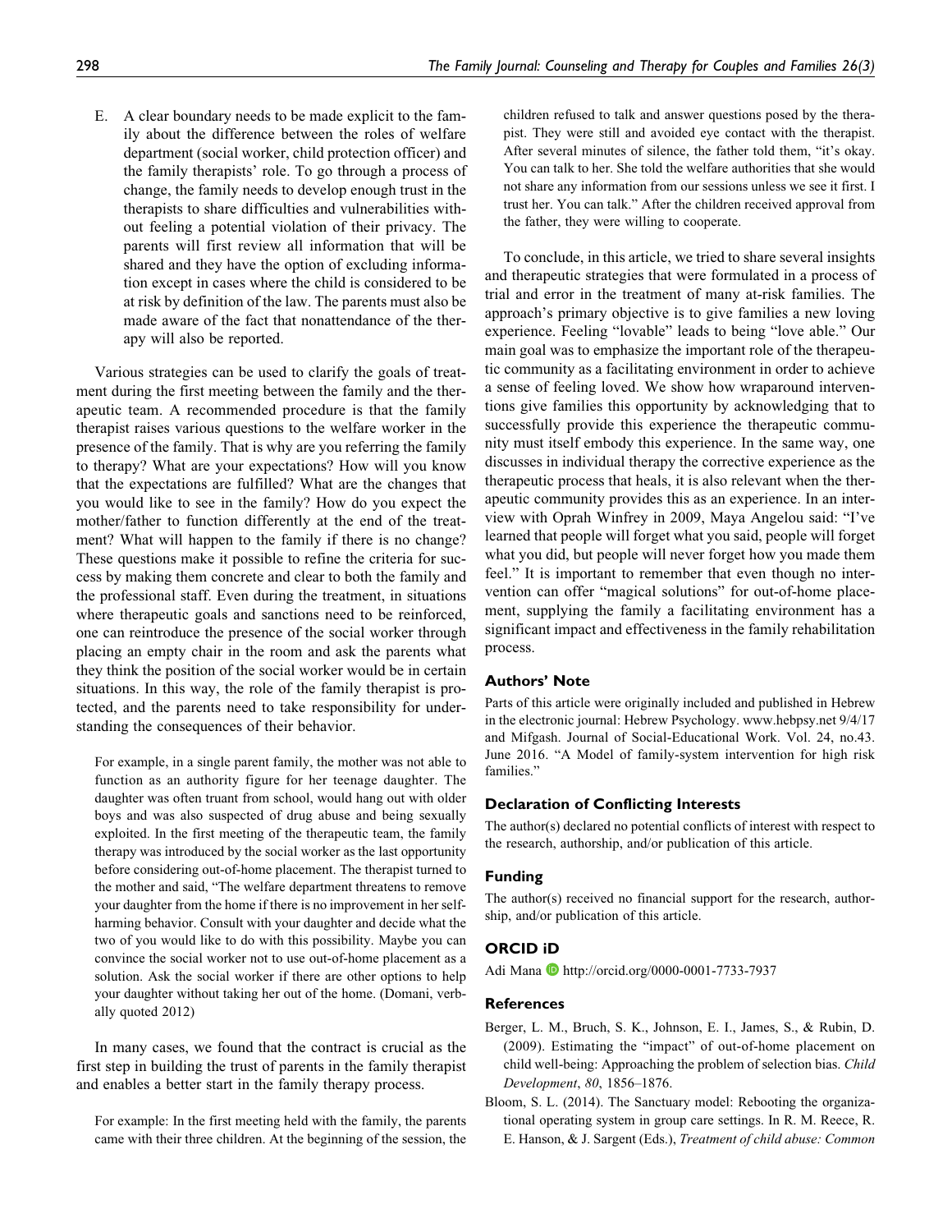E. A clear boundary needs to be made explicit to the family about the difference between the roles of welfare department (social worker, child protection officer) and the family therapists' role. To go through a process of change, the family needs to develop enough trust in the therapists to share difficulties and vulnerabilities without feeling a potential violation of their privacy. The parents will first review all information that will be shared and they have the option of excluding information except in cases where the child is considered to be at risk by definition of the law. The parents must also be made aware of the fact that nonattendance of the therapy will also be reported.

Various strategies can be used to clarify the goals of treatment during the first meeting between the family and the therapeutic team. A recommended procedure is that the family therapist raises various questions to the welfare worker in the presence of the family. That is why are you referring the family to therapy? What are your expectations? How will you know that the expectations are fulfilled? What are the changes that you would like to see in the family? How do you expect the mother/father to function differently at the end of the treatment? What will happen to the family if there is no change? These questions make it possible to refine the criteria for success by making them concrete and clear to both the family and the professional staff. Even during the treatment, in situations where therapeutic goals and sanctions need to be reinforced, one can reintroduce the presence of the social worker through placing an empty chair in the room and ask the parents what they think the position of the social worker would be in certain situations. In this way, the role of the family therapist is protected, and the parents need to take responsibility for understanding the consequences of their behavior.

> For example, in a single parent family, the mother was not able to function as an authority figure for her teenage daughter. The daughter was often truant from school, would hang out with older boys and was also suspected of drug abuse and being sexually exploited. In the first meeting of the therapeutic team, the family therapy was introduced by the social worker as the last opportunity before considering out-of-home placement. The therapist turned to the mother and said, "The welfare department threatens to remove your daughter from the home if there is no improvement in her self-harming behavior. Consult with your daughter and decide what the two of you would like to do with this possibility. Maybe you can convince the social worker not to use out-of-home placement as a solution. Ask the social worker if there are other options to help your daughter without taking her out of the home. (Domani, verbally quoted 2012)

In many cases, we found that the contract is crucial as the first step in building the trust of parents in the family therapist and enables a better start in the family therapy process.

> For example: In the first meeting held with the family, the parents came with their three children. At the beginning of the session, the children refused to talk and answer questions posed by the therapist. They were still and avoided eye contact with the therapist. After several minutes of silence, the father told them, "it's okay. You can talk to her. She told the welfare authorities that she would not share any information from our sessions unless we see it first. I trust her. You can talk." After the children received approval from the father, they were willing to cooperate.

To conclude, in this article, we tried to share several insights and therapeutic strategies that were formulated in a process of trial and error in the treatment of many at-risk families. The approach's primary objective is to give families a new loving experience. Feeling "lovable" leads to being "love able." Our main goal was to emphasize the important role of the therapeutic community as a facilitating environment in order to achieve a sense of feeling loved. We show how wraparound interventions give families this opportunity by acknowledging that to successfully provide this experience the therapeutic community must itself embody this experience. In the same way, one discusses in individual therapy the corrective experience as the therapeutic process that heals, it is also relevant when the therapeutic community provides this as an experience. In an interview with Oprah Winfrey in 2009, Maya Angelou said: "I've learned that people will forget what you said, people will forget what you did, but people will never forget how you made them feel." It is important to remember that even though no intervention can offer "magical solutions" for out-of-home placement, supplying the family a facilitating environment has a significant impact and effectiveness in the family rehabilitation process.

## Authors' Note

Parts of this article were originally included and published in Hebrew in the electronic journal: Hebrew Psychology. www.hebpsy.net 9/4/17 and Mifgash. Journal of Social-Educational Work. Vol. 24, no.43. June 2016. "A Model of family-system intervention for high risk families."

## Declaration of Conflicting Interests

The author(s) declared no potential conflicts of interest with respect to the research, authorship, and/or publication of this article.

## Funding

The author(s) received no financial support for the research, authorship, and/or publication of this article.

## ORCID iD

Adi Mana http://orcid.org/0000-0001-7733-7937

## References

Berger, L. M., Bruch, S. K., Johnson, E. I., James, S., & Rubin, D. (2009). Estimating the "impact" of out-of-home placement on child well-being: Approaching the problem of selection bias. *Child Development*, *80*, 1856–1876.

Bloom, S. L. (2014). The Sanctuary model: Rebooting the organizational operating system in group care settings. In R. M. Reece, R. E. Hanson, & J. Sargent (Eds.), *Treatment of child abuse: Common*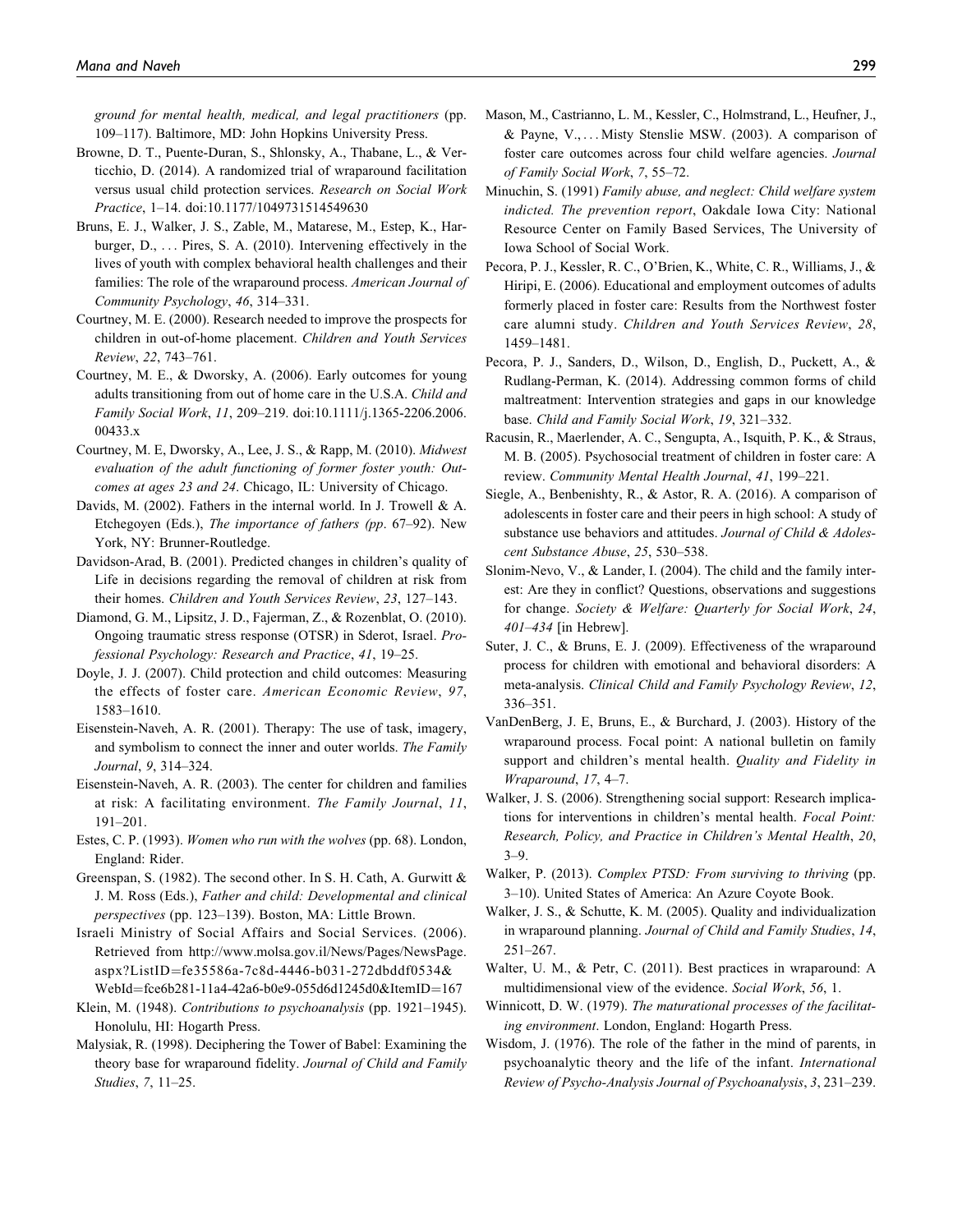*ground for mental health, medical, and legal practitioners* (pp. 109–117). Baltimore, MD: John Hopkins University Press.

Browne, D. T., Puente-Duran, S., Shlonsky, A., Thabane, L., & Verticchio, D. (2014). A randomized trial of wraparound facilitation versus usual child protection services. *Research on Social Work Practice*, 1–14. doi:10.1177/1049731514549630

Bruns, E. J., Walker, J. S., Zable, M., Matarese, M., Estep, K., Harburger, D., ... Pires, S. A. (2010). Intervening effectively in the lives of youth with complex behavioral health challenges and their families: The role of the wraparound process. *American Journal of Community Psychology*, *46*, 314–331.

Courtney, M. E. (2000). Research needed to improve the prospects for children in out-of-home placement. *Children and Youth Services Review*, *22*, 743–761.

Courtney, M. E., & Dworsky, A. (2006). Early outcomes for young adults transitioning from out of home care in the U.S.A. *Child and Family Social Work*, *11*, 209–219. doi:10.1111/j.1365-2206.2006.00433.x

Courtney, M. E, Dworsky, A., Lee, J. S., & Rapp, M. (2010). *Midwest evaluation of the adult functioning of former foster youth: Outcomes at ages 23 and 24*. Chicago, IL: University of Chicago.

Davids, M. (2002). Fathers in the internal world. In J. Trowell & A. Etchegoyen (Eds.), *The importance of fathers (pp*. 67–92). New York, NY: Brunner-Routledge.

Davidson-Arad, B. (2001). Predicted changes in children's quality of Life in decisions regarding the removal of children at risk from their homes. *Children and Youth Services Review*, *23*, 127–143.

Diamond, G. M., Lipsitz, J. D., Fajerman, Z., & Rozenblat, O. (2010). Ongoing traumatic stress response (OTSR) in Sderot, Israel. *Professional Psychology: Research and Practice*, *41*, 19–25.

Doyle, J. J. (2007). Child protection and child outcomes: Measuring the effects of foster care. *American Economic Review*, *97*, 1583–1610.

Eisenstein-Naveh, A. R. (2001). Therapy: The use of task, imagery, and symbolism to connect the inner and outer worlds. *The Family Journal*, *9*, 314–324.

Eisenstein-Naveh, A. R. (2003). The center for children and families at risk: A facilitating environment. *The Family Journal*, *11*, 191–201.

Estes, C. P. (1993). *Women who run with the wolves* (pp. 68). London, England: Rider.

Greenspan, S. (1982). The second other. In S. H. Cath, A. Gurwitt & J. M. Ross (Eds.), *Father and child: Developmental and clinical perspectives* (pp. 123–139). Boston, MA: Little Brown.

Israeli Ministry of Social Affairs and Social Services. (2006). Retrieved from http://www.molsa.gov.il/News/Pages/NewsPage.aspx?ListID=fe35586a-7c8d-4446-b031-272dbddf0534&WebId=fce6b281-11a4-42a6-b0e9-055d6d1245d0&ItemID=167

Klein, M. (1948). *Contributions to psychoanalysis* (pp. 1921–1945). Honolulu, HI: Hogarth Press.

Malysiak, R. (1998). Deciphering the Tower of Babel: Examining the theory base for wraparound fidelity. *Journal of Child and Family Studies*, *7*, 11–25.

Mason, M., Castrianno, L. M., Kessler, C., Holmstrand, L., Heufner, J., & Payne, V., ... Misty Stenslie MSW. (2003). A comparison of foster care outcomes across four child welfare agencies. *Journal of Family Social Work*, *7*, 55–72.

Minuchin, S. (1991) *Family abuse, and neglect: Child welfare system indicted. The prevention report*, Oakdale Iowa City: National Resource Center on Family Based Services, The University of Iowa School of Social Work.

Pecora, P. J., Kessler, R. C., O'Brien, K., White, C. R., Williams, J., & Hiripi, E. (2006). Educational and employment outcomes of adults formerly placed in foster care: Results from the Northwest foster care alumni study. *Children and Youth Services Review*, *28*, 1459–1481.

Pecora, P. J., Sanders, D., Wilson, D., English, D., Puckett, A., & Rudlang-Perman, K. (2014). Addressing common forms of child maltreatment: Intervention strategies and gaps in our knowledge base. *Child and Family Social Work*, *19*, 321–332.

Racusin, R., Maerlender, A. C., Sengupta, A., Isquith, P. K., & Straus, M. B. (2005). Psychosocial treatment of children in foster care: A review. *Community Mental Health Journal*, *41*, 199–221.

Siegle, A., Benbenishty, R., & Astor, R. A. (2016). A comparison of adolescents in foster care and their peers in high school: A study of substance use behaviors and attitudes. *Journal of Child & Adolescent Substance Abuse*, *25*, 530–538.

Slonim-Nevo, V., & Lander, I. (2004). The child and the family interest: Are they in conflict? Questions, observations and suggestions for change. *Society & Welfare: Quarterly for Social Work*, *24*, *401–434* [in Hebrew].

Suter, J. C., & Bruns, E. J. (2009). Effectiveness of the wraparound process for children with emotional and behavioral disorders: A meta-analysis. *Clinical Child and Family Psychology Review*, *12*, 336–351.

VanDenBerg, J. E, Bruns, E., & Burchard, J. (2003). History of the wraparound process. Focal point: A national bulletin on family support and children's mental health. *Quality and Fidelity in Wraparound*, *17*, 4–7.

Walker, J. S. (2006). Strengthening social support: Research implications for interventions in children's mental health. *Focal Point: Research, Policy, and Practice in Children's Mental Health*, *20*, 3–9.

Walker, P. (2013). *Complex PTSD: From surviving to thriving* (pp. 3–10). United States of America: An Azure Coyote Book.

Walker, J. S., & Schutte, K. M. (2005). Quality and individualization in wraparound planning. *Journal of Child and Family Studies*, *14*, 251–267.

Walter, U. M., & Petr, C. (2011). Best practices in wraparound: A multidimensional view of the evidence. *Social Work*, *56*, 1.

Winnicott, D. W. (1979). *The maturational processes of the facilitating environment*. London, England: Hogarth Press.

Wisdom, J. (1976). The role of the father in the mind of parents, in psychoanalytic theory and the life of the infant. *International Review of Psycho-Analysis Journal of Psychoanalysis*, *3*, 231–239.